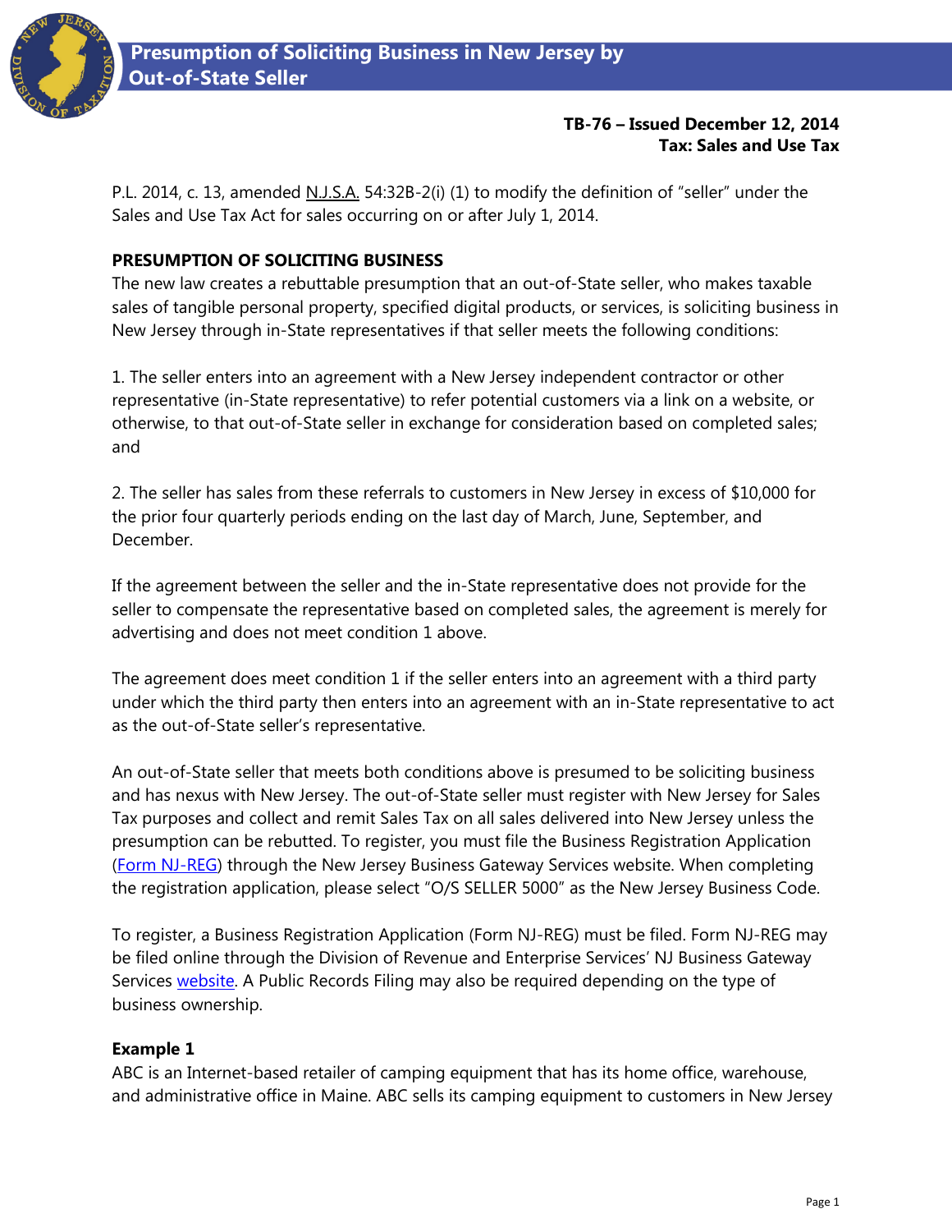# Presumption of Soliciting Business in New Jersey by Out-of-State Seller

**TB-76 – Issued December 12, 2014**
**Tax: Sales and Use Tax**

P.L. 2014, c. 13, amended N.J.S.A. 54:32B-2(i) (1) to modify the definition of "seller" under the Sales and Use Tax Act for sales occurring on or after July 1, 2014.

## PRESUMPTION OF SOLICITING BUSINESS

The new law creates a rebuttable presumption that an out-of-State seller, who makes taxable sales of tangible personal property, specified digital products, or services, is soliciting business in New Jersey through in-State representatives if that seller meets the following conditions:

1. The seller enters into an agreement with a New Jersey independent contractor or other representative (in-State representative) to refer potential customers via a link on a website, or otherwise, to that out-of-State seller in exchange for consideration based on completed sales; and

2. The seller has sales from these referrals to customers in New Jersey in excess of $10,000 for the prior four quarterly periods ending on the last day of March, June, September, and December.

If the agreement between the seller and the in-State representative does not provide for the seller to compensate the representative based on completed sales, the agreement is merely for advertising and does not meet condition 1 above.

The agreement does meet condition 1 if the seller enters into an agreement with a third party under which the third party then enters into an agreement with an in-State representative to act as the out-of-State seller's representative.

An out-of-State seller that meets both conditions above is presumed to be soliciting business and has nexus with New Jersey. The out-of-State seller must register with New Jersey for Sales Tax purposes and collect and remit Sales Tax on all sales delivered into New Jersey unless the presumption can be rebutted. To register, you must file the Business Registration Application (Form NJ-REG) through the New Jersey Business Gateway Services website. When completing the registration application, please select "O/S SELLER 5000" as the New Jersey Business Code.

To register, a Business Registration Application (Form NJ-REG) must be filed. Form NJ-REG may be filed online through the Division of Revenue and Enterprise Services' NJ Business Gateway Services website. A Public Records Filing may also be required depending on the type of business ownership.

### Example 1

ABC is an Internet-based retailer of camping equipment that has its home office, warehouse, and administrative office in Maine. ABC sells its camping equipment to customers in New Jersey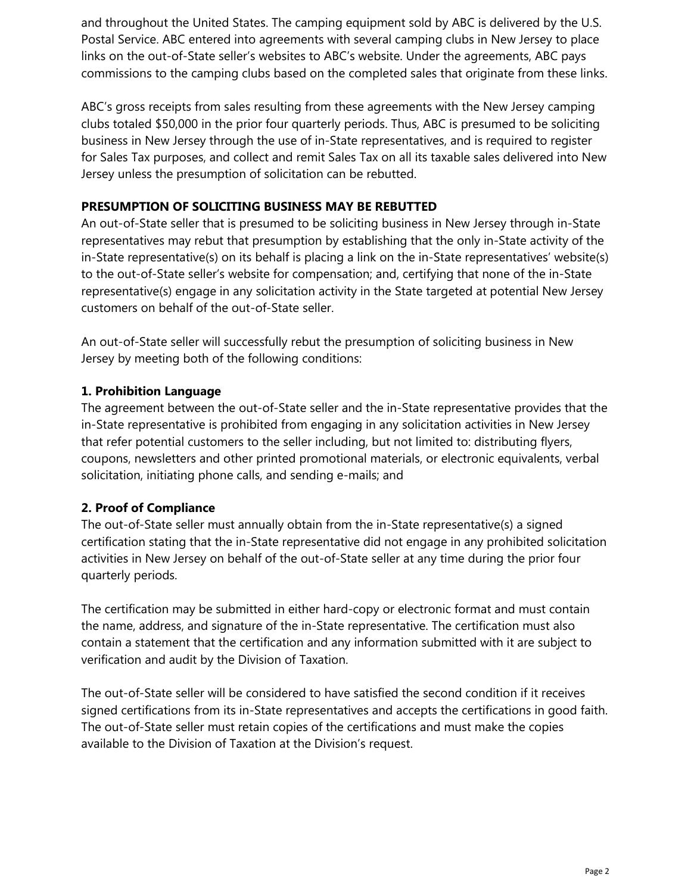and throughout the United States. The camping equipment sold by ABC is delivered by the U.S. Postal Service. ABC entered into agreements with several camping clubs in New Jersey to place links on the out-of-State seller's websites to ABC's website. Under the agreements, ABC pays commissions to the camping clubs based on the completed sales that originate from these links.

ABC's gross receipts from sales resulting from these agreements with the New Jersey camping clubs totaled $50,000 in the prior four quarterly periods. Thus, ABC is presumed to be soliciting business in New Jersey through the use of in-State representatives, and is required to register for Sales Tax purposes, and collect and remit Sales Tax on all its taxable sales delivered into New Jersey unless the presumption of solicitation can be rebutted.

## PRESUMPTION OF SOLICITING BUSINESS MAY BE REBUTTED

An out-of-State seller that is presumed to be soliciting business in New Jersey through in-State representatives may rebut that presumption by establishing that the only in-State activity of the in-State representative(s) on its behalf is placing a link on the in-State representatives' website(s) to the out-of-State seller's website for compensation; and, certifying that none of the in-State representative(s) engage in any solicitation activity in the State targeted at potential New Jersey customers on behalf of the out-of-State seller.

An out-of-State seller will successfully rebut the presumption of soliciting business in New Jersey by meeting both of the following conditions:

### 1. Prohibition Language

The agreement between the out-of-State seller and the in-State representative provides that the in-State representative is prohibited from engaging in any solicitation activities in New Jersey that refer potential customers to the seller including, but not limited to: distributing flyers, coupons, newsletters and other printed promotional materials, or electronic equivalents, verbal solicitation, initiating phone calls, and sending e-mails; and

### 2. Proof of Compliance

The out-of-State seller must annually obtain from the in-State representative(s) a signed certification stating that the in-State representative did not engage in any prohibited solicitation activities in New Jersey on behalf of the out-of-State seller at any time during the prior four quarterly periods.

The certification may be submitted in either hard-copy or electronic format and must contain the name, address, and signature of the in-State representative. The certification must also contain a statement that the certification and any information submitted with it are subject to verification and audit by the Division of Taxation.

The out-of-State seller will be considered to have satisfied the second condition if it receives signed certifications from its in-State representatives and accepts the certifications in good faith. The out-of-State seller must retain copies of the certifications and must make the copies available to the Division of Taxation at the Division's request.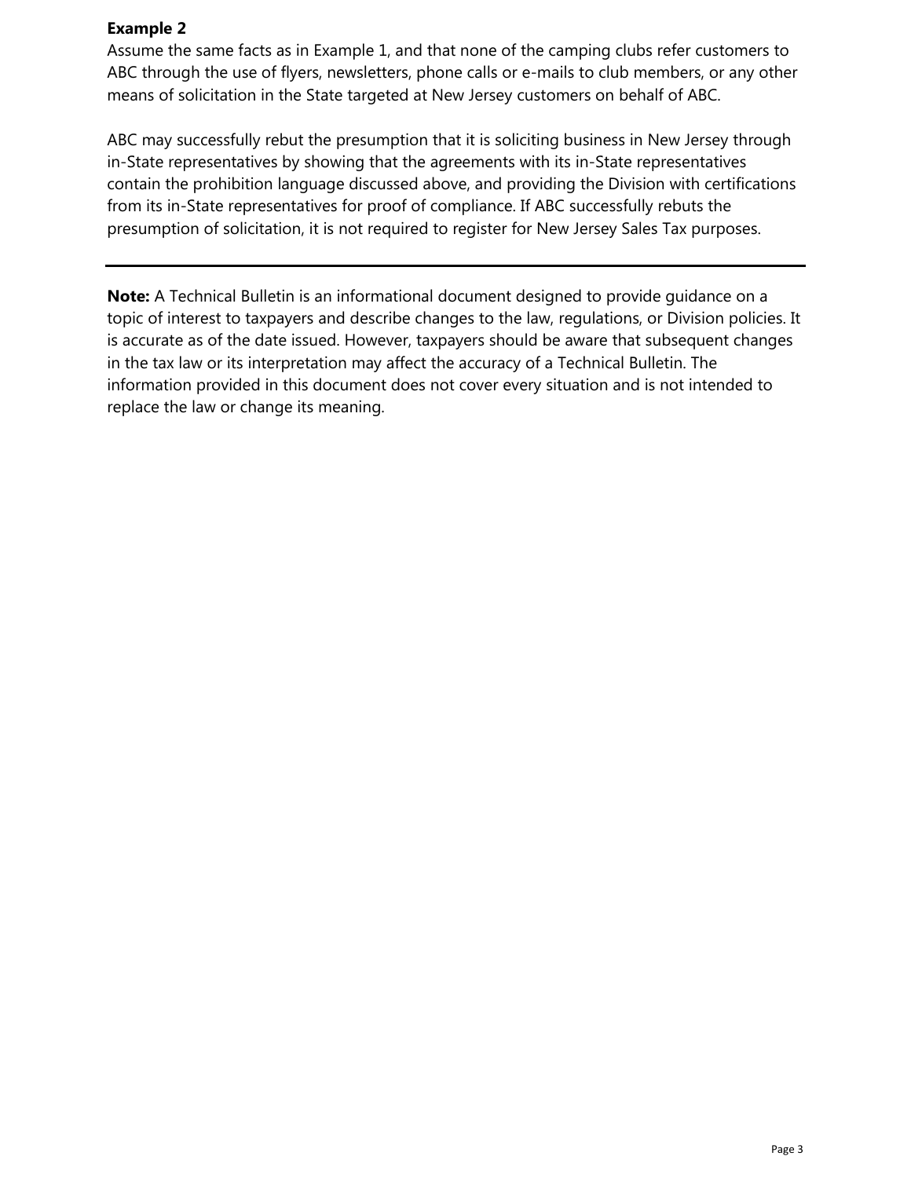**Example 2**

Assume the same facts as in Example 1, and that none of the camping clubs refer customers to ABC through the use of flyers, newsletters, phone calls or e-mails to club members, or any other means of solicitation in the State targeted at New Jersey customers on behalf of ABC.

ABC may successfully rebut the presumption that it is soliciting business in New Jersey through in-State representatives by showing that the agreements with its in-State representatives contain the prohibition language discussed above, and providing the Division with certifications from its in-State representatives for proof of compliance. If ABC successfully rebuts the presumption of solicitation, it is not required to register for New Jersey Sales Tax purposes.

---

**Note:** A Technical Bulletin is an informational document designed to provide guidance on a topic of interest to taxpayers and describe changes to the law, regulations, or Division policies. It is accurate as of the date issued. However, taxpayers should be aware that subsequent changes in the tax law or its interpretation may affect the accuracy of a Technical Bulletin. The information provided in this document does not cover every situation and is not intended to replace the law or change its meaning.